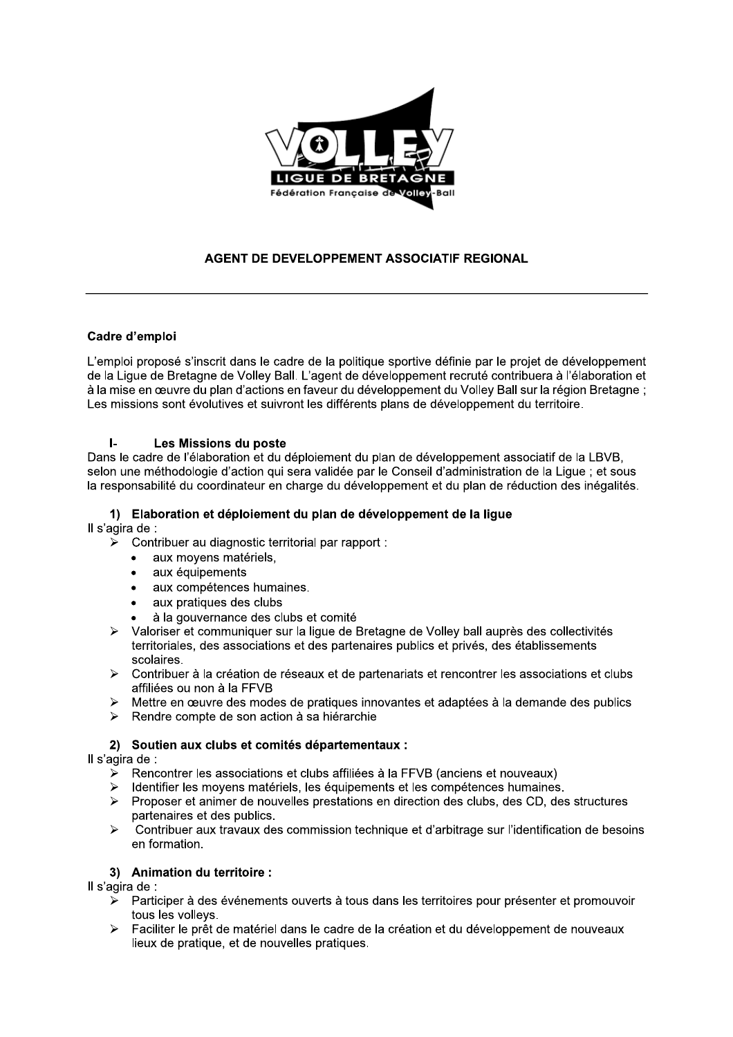# AGENT DE DEVELOPPEMENT ASSOCIATIF REGIONAL

---

**Cadre d'emploi**

L'emploi proposé s'inscrit dans le cadre de la politique sportive définie par le projet de développement de la Ligue de Bretagne de Volley Ball. L'agent de développement recruté contribuera à l'élaboration et à la mise en œuvre du plan d'actions en faveur du développement du Volley Ball sur la région Bretagne ; Les missions sont évolutives et suivront les différents plans de développement du territoire.

## I- Les Missions du poste

Dans le cadre de l'élaboration et du déploiement du plan de développement associatif de la LBVB, selon une méthodologie d'action qui sera validée par le Conseil d'administration de la Ligue ; et sous la responsabilité du coordinateur en charge du développement et du plan de réduction des inégalités.

### 1) Elaboration et déploiement du plan de développement de la ligue

Il s'agira de :

- Contribuer au diagnostic territorial par rapport :
  - aux moyens matériels,
  - aux équipements
  - aux compétences humaines.
  - aux pratiques des clubs
  - à la gouvernance des clubs et comité
- Valoriser et communiquer sur la ligue de Bretagne de Volley ball auprès des collectivités territoriales, des associations et des partenaires publics et privés, des établissements scolaires.
- Contribuer à la création de réseaux et de partenariats et rencontrer les associations et clubs affiliées ou non à la FFVB
- Mettre en œuvre des modes de pratiques innovantes et adaptées à la demande des publics
- Rendre compte de son action à sa hiérarchie

### 2) Soutien aux clubs et comités départementaux :

Il s'agira de :

- Rencontrer les associations et clubs affiliées à la FFVB (anciens et nouveaux)
- Identifier les moyens matériels, les équipements et les compétences humaines.
- Proposer et animer de nouvelles prestations en direction des clubs, des CD, des structures partenaires et des publics.
- Contribuer aux travaux des commission technique et d'arbitrage sur l'identification de besoins en formation.

### 3) Animation du territoire :

Il s'agira de :

- Participer à des événements ouverts à tous dans les territoires pour présenter et promouvoir tous les volleys.
- Faciliter le prêt de matériel dans le cadre de la création et du développement de nouveaux lieux de pratique, et de nouvelles pratiques.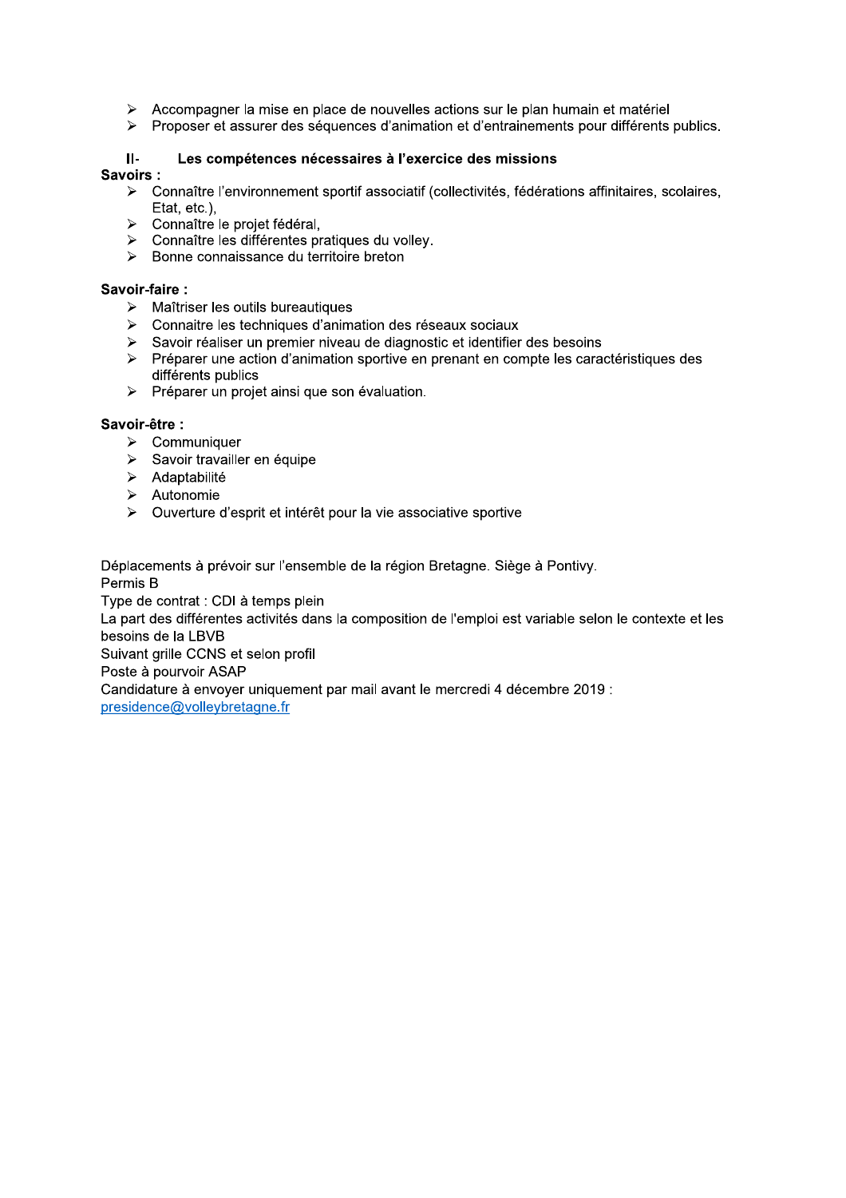- Accompagner la mise en place de nouvelles actions sur le plan humain et matériel
- Proposer et assurer des séquences d'animation et d'entrainements pour différents publics.

## II- Les compétences nécessaires à l'exercice des missions

**Savoirs :**

- Connaître l'environnement sportif associatif (collectivités, fédérations affinitaires, scolaires, Etat, etc.),
- Connaître le projet fédéral,
- Connaître les différentes pratiques du volley.
- Bonne connaissance du territoire breton

**Savoir-faire :**

- Maîtriser les outils bureautiques
- Connaitre les techniques d'animation des réseaux sociaux
- Savoir réaliser un premier niveau de diagnostic et identifier des besoins
- Préparer une action d'animation sportive en prenant en compte les caractéristiques des différents publics
- Préparer un projet ainsi que son évaluation.

**Savoir-être :**

- Communiquer
- Savoir travailler en équipe
- Adaptabilité
- Autonomie
- Ouverture d'esprit et intérêt pour la vie associative sportive

Déplacements à prévoir sur l'ensemble de la région Bretagne. Siège à Pontivy.
Permis B
Type de contrat : CDI à temps plein
La part des différentes activités dans la composition de l'emploi est variable selon le contexte et les besoins de la LBVB
Suivant grille CCNS et selon profil
Poste à pourvoir ASAP
Candidature à envoyer uniquement par mail avant le mercredi 4 décembre 2019 :
presidence@volleybretagne.fr